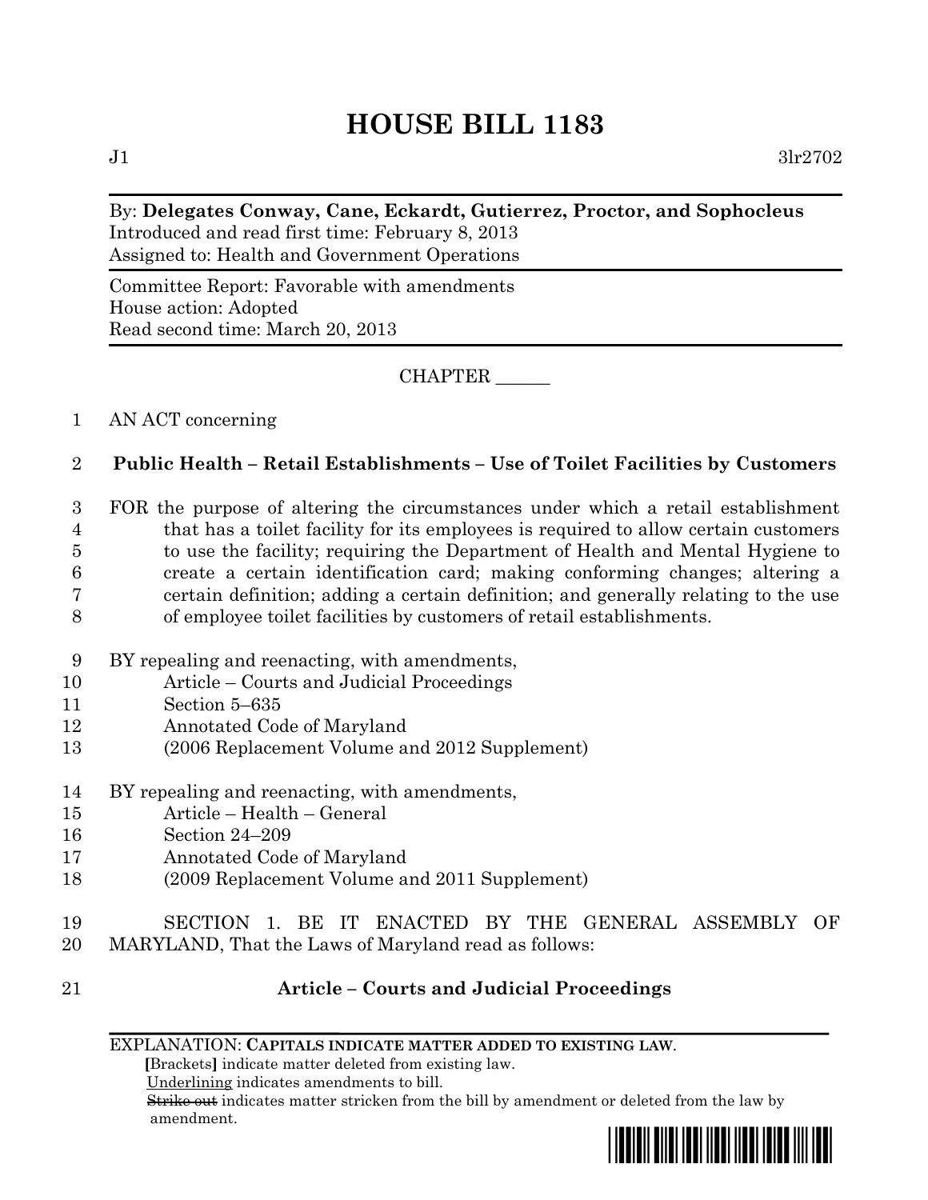# HOUSE BILL 1183

J1 3lr2702

By: **Delegates Conway, Cane, Eckardt, Gutierrez, Proctor, and Sophocleus**
Introduced and read first time: February 8, 2013
Assigned to: Health and Government Operations

Committee Report: Favorable with amendments
House action: Adopted
Read second time: March 20, 2013

CHAPTER ______

1 AN ACT concerning

2 **Public Health – Retail Establishments – Use of Toilet Facilities by Customers**

3 FOR the purpose of altering the circumstances under which a retail establishment
4 that has a toilet facility for its employees is required to allow certain customers
5 to use the facility; requiring the Department of Health and Mental Hygiene to
6 create a certain identification card; making conforming changes; altering a
7 certain definition; adding a certain definition; and generally relating to the use
8 of employee toilet facilities by customers of retail establishments.

9 BY repealing and reenacting, with amendments,
10 Article – Courts and Judicial Proceedings
11 Section 5–635
12 Annotated Code of Maryland
13 (2006 Replacement Volume and 2012 Supplement)

14 BY repealing and reenacting, with amendments,
15 Article – Health – General
16 Section 24–209
17 Annotated Code of Maryland
18 (2009 Replacement Volume and 2011 Supplement)

19 SECTION 1. BE IT ENACTED BY THE GENERAL ASSEMBLY OF
20 MARYLAND, That the Laws of Maryland read as follows:

21 **Article – Courts and Judicial Proceedings**

EXPLANATION: **CAPITALS INDICATE MATTER ADDED TO EXISTING LAW.**
[Brackets] indicate matter deleted from existing law.
Underlining indicates amendments to bill.
~~Strike out~~ indicates matter stricken from the bill by amendment or deleted from the law by amendment.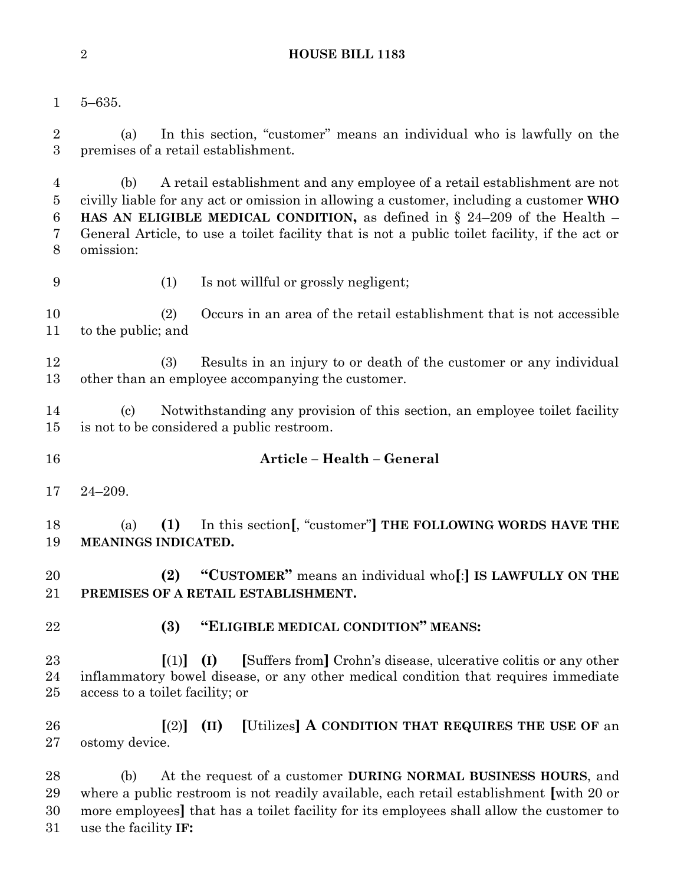5–635.

(a) In this section, "customer" means an individual who is lawfully on the premises of a retail establishment.

(b) A retail establishment and any employee of a retail establishment are not civilly liable for any act or omission in allowing a customer, including a customer **WHO HAS AN ELIGIBLE MEDICAL CONDITION,** as defined in § 24–209 of the Health – General Article, to use a toilet facility that is not a public toilet facility, if the act or omission:

(1) Is not willful or grossly negligent;

(2) Occurs in an area of the retail establishment that is not accessible to the public; and

(3) Results in an injury to or death of the customer or any individual other than an employee accompanying the customer.

(c) Notwithstanding any provision of this section, an employee toilet facility is not to be considered a public restroom.

## Article – Health – General

24–209.

(a) **(1)** In this section**[**, "customer"**]** **THE FOLLOWING WORDS HAVE THE MEANINGS INDICATED.**

**(2) "CUSTOMER"** means an individual who**[**:**]** **IS LAWFULLY ON THE PREMISES OF A RETAIL ESTABLISHMENT.**

**(3) "ELIGIBLE MEDICAL CONDITION" MEANS:**

**[**(1)**]** **(I)** **[**Suffers from**]** Crohn's disease, ulcerative colitis or any other inflammatory bowel disease, or any other medical condition that requires immediate access to a toilet facility; or

**[**(2)**]** **(II)** **[**Utilizes**]** **A CONDITION THAT REQUIRES THE USE OF** an ostomy device.

(b) At the request of a customer **DURING NORMAL BUSINESS HOURS**, and where a public restroom is not readily available, each retail establishment **[**with 20 or more employees**]** that has a toilet facility for its employees shall allow the customer to use the facility **IF:**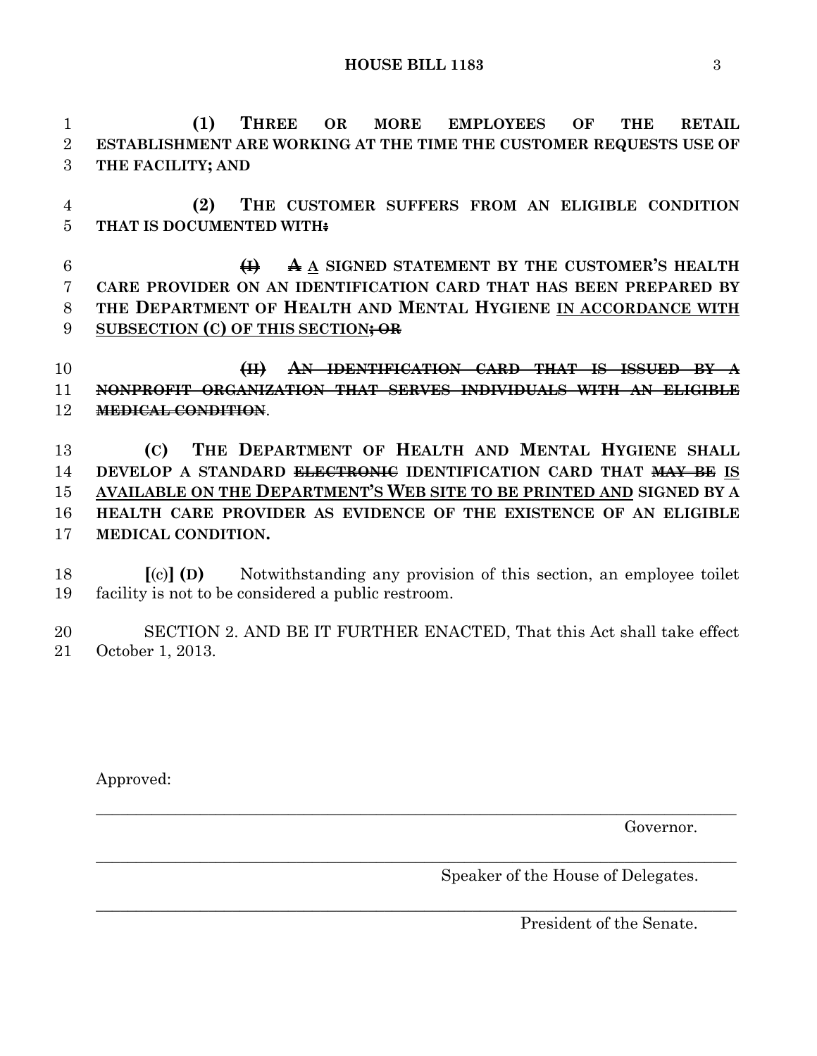**(1) THREE OR MORE EMPLOYEES OF THE RETAIL ESTABLISHMENT ARE WORKING AT THE TIME THE CUSTOMER REQUESTS USE OF THE FACILITY; AND**

**(2) THE CUSTOMER SUFFERS FROM AN ELIGIBLE CONDITION THAT IS DOCUMENTED WITH~~:~~**

~~**(I)**~~ ~~**A**~~ A **SIGNED STATEMENT BY THE CUSTOMER'S HEALTH CARE PROVIDER ON AN IDENTIFICATION CARD THAT HAS BEEN PREPARED BY THE DEPARTMENT OF HEALTH AND MENTAL HYGIENE** IN ACCORDANCE WITH SUBSECTION (C) OF THIS SECTION~~; OR~~

~~**(II) AN IDENTIFICATION CARD THAT IS ISSUED BY A NONPROFIT ORGANIZATION THAT SERVES INDIVIDUALS WITH AN ELIGIBLE MEDICAL CONDITION**~~.

**(C) THE DEPARTMENT OF HEALTH AND MENTAL HYGIENE SHALL DEVELOP A STANDARD ~~ELECTRONIC~~ IDENTIFICATION CARD THAT ~~MAY BE~~** IS AVAILABLE ON THE DEPARTMENT'S WEB SITE TO BE PRINTED AND **SIGNED BY A HEALTH CARE PROVIDER AS EVIDENCE OF THE EXISTENCE OF AN ELIGIBLE MEDICAL CONDITION.**

[(c)] **(D)** Notwithstanding any provision of this section, an employee toilet facility is not to be considered a public restroom.

SECTION 2. AND BE IT FURTHER ENACTED, That this Act shall take effect October 1, 2013.

Approved:

\_\_\_\_\_\_\_\_\_\_\_\_\_\_\_\_\_\_\_\_\_\_\_\_\_\_\_\_\_\_\_\_\_\_\_\_\_\_\_\_\_\_\_\_\_\_\_\_

Governor.

\_\_\_\_\_\_\_\_\_\_\_\_\_\_\_\_\_\_\_\_\_\_\_\_\_\_\_\_\_\_\_\_\_\_\_\_\_\_\_\_\_\_\_\_\_\_\_\_

Speaker of the House of Delegates.

\_\_\_\_\_\_\_\_\_\_\_\_\_\_\_\_\_\_\_\_\_\_\_\_\_\_\_\_\_\_\_\_\_\_\_\_\_\_\_\_\_\_\_\_\_\_\_\_

President of the Senate.